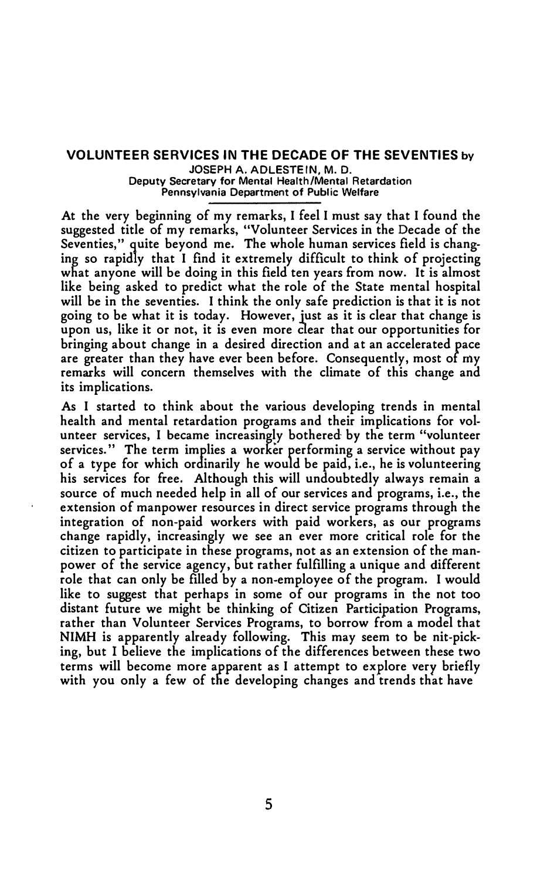## VOLUNTEER SERVICES IN THE DECADE OF THE SEVENTIES by

JOSEPH A. ADLESTEIN, M. D.
Deputy Secretary for Mental Health/Mental Retardation
Pennsylvania Department of Public Welfare

At the very beginning of my remarks, I feel I must say that I found the suggested title of my remarks, "Volunteer Services in the Decade of the Seventies," quite beyond me. The whole human services field is changing so rapidly that I find it extremely difficult to think of projecting what anyone will be doing in this field ten years from now. It is almost like being asked to predict what the role of the State mental hospital will be in the seventies. I think the only safe prediction is that it is not going to be what it is today. However, just as it is clear that change is upon us, like it or not, it is even more clear that our opportunities for bringing about change in a desired direction and at an accelerated pace are greater than they have ever been before. Consequently, most of my remarks will concern themselves with the climate of this change and its implications.

As I started to think about the various developing trends in mental health and mental retardation programs and their implications for volunteer services, I became increasingly bothered by the term "volunteer services." The term implies a worker performing a service without pay of a type for which ordinarily he would be paid, i.e., he is volunteering his services for free. Although this will undoubtedly always remain a source of much needed help in all of our services and programs, i.e., the extension of manpower resources in direct service programs through the integration of non-paid workers with paid workers, as our programs change rapidly, increasingly we see an ever more critical role for the citizen to participate in these programs, not as an extension of the manpower of the service agency, but rather fulfilling a unique and different role that can only be filled by a non-employee of the program. I would like to suggest that perhaps in some of our programs in the not too distant future we might be thinking of Citizen Participation Programs, rather than Volunteer Services Programs, to borrow from a model that NIMH is apparently already following. This may seem to be nit-picking, but I believe the implications of the differences between these two terms will become more apparent as I attempt to explore very briefly with you only a few of the developing changes and trends that have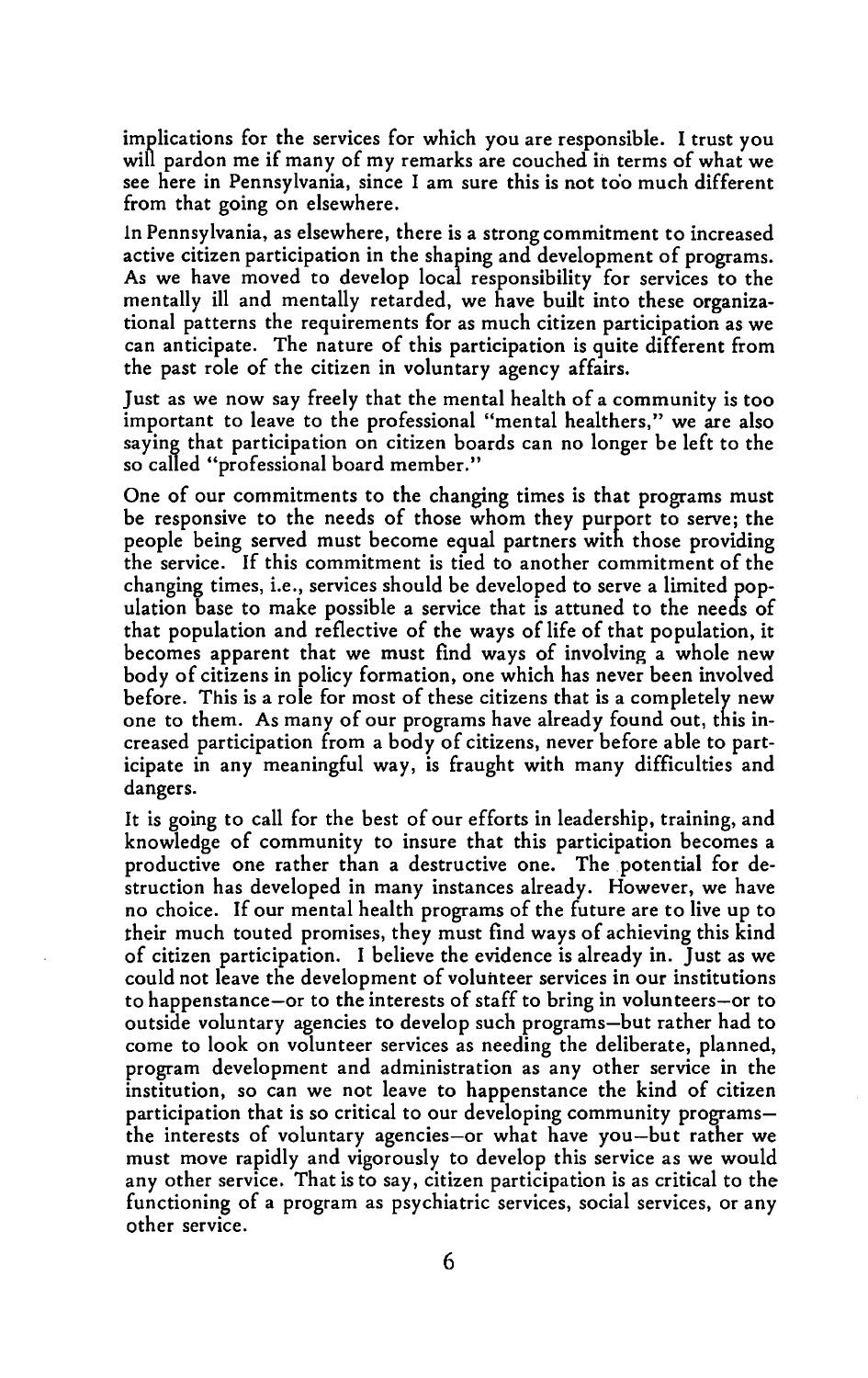implications for the services for which you are responsible. I trust you will pardon me if many of my remarks are couched in terms of what we see here in Pennsylvania, since I am sure this is not too much different from that going on elsewhere.

In Pennsylvania, as elsewhere, there is a strong commitment to increased active citizen participation in the shaping and development of programs. As we have moved to develop local responsibility for services to the mentally ill and mentally retarded, we have built into these organizational patterns the requirements for as much citizen participation as we can anticipate. The nature of this participation is quite different from the past role of the citizen in voluntary agency affairs.

Just as we now say freely that the mental health of a community is too important to leave to the professional "mental healthers," we are also saying that participation on citizen boards can no longer be left to the so called "professional board member."

One of our commitments to the changing times is that programs must be responsive to the needs of those whom they purport to serve; the people being served must become equal partners with those providing the service. If this commitment is tied to another commitment of the changing times, i.e., services should be developed to serve a limited population base to make possible a service that is attuned to the needs of that population and reflective of the ways of life of that population, it becomes apparent that we must find ways of involving a whole new body of citizens in policy formation, one which has never been involved before. This is a role for most of these citizens that is a completely new one to them. As many of our programs have already found out, this increased participation from a body of citizens, never before able to participate in any meaningful way, is fraught with many difficulties and dangers.

It is going to call for the best of our efforts in leadership, training, and knowledge of community to insure that this participation becomes a productive one rather than a destructive one. The potential for destruction has developed in many instances already. However, we have no choice. If our mental health programs of the future are to live up to their much touted promises, they must find ways of achieving this kind of citizen participation. I believe the evidence is already in. Just as we could not leave the development of volunteer services in our institutions to happenstance—or to the interests of staff to bring in volunteers—or to outside voluntary agencies to develop such programs—but rather had to come to look on volunteer services as needing the deliberate, planned, program development and administration as any other service in the institution, so can we not leave to happenstance the kind of citizen participation that is so critical to our developing community programs—the interests of voluntary agencies—or what have you—but rather we must move rapidly and vigorously to develop this service as we would any other service. That is to say, citizen participation is as critical to the functioning of a program as psychiatric services, social services, or any other service.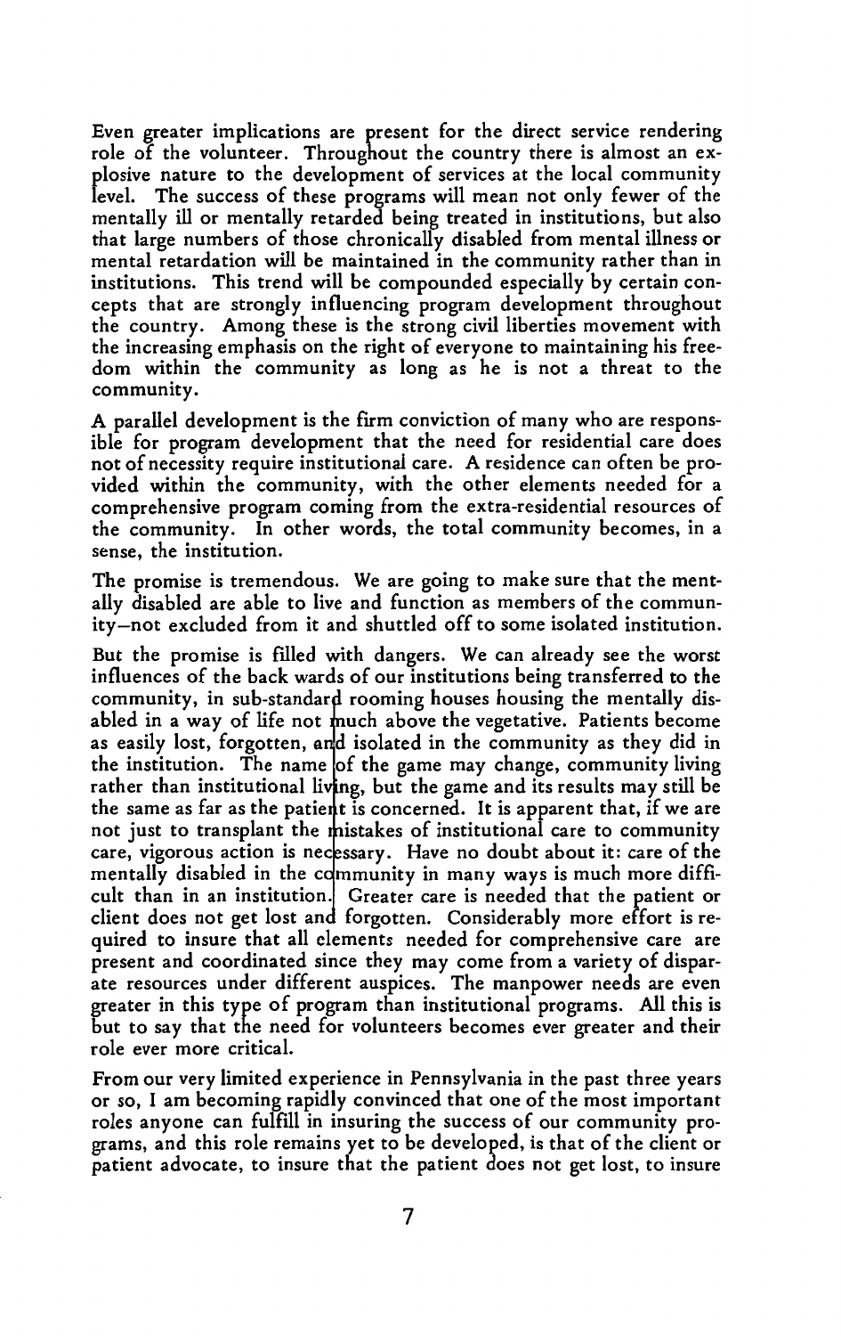Even greater implications are present for the direct service rendering role of the volunteer. Throughout the country there is almost an explosive nature to the development of services at the local community level. The success of these programs will mean not only fewer of the mentally ill or mentally retarded being treated in institutions, but also that large numbers of those chronically disabled from mental illness or mental retardation will be maintained in the community rather than in institutions. This trend will be compounded especially by certain concepts that are strongly influencing program development throughout the country. Among these is the strong civil liberties movement with the increasing emphasis on the right of everyone to maintaining his freedom within the community as long as he is not a threat to the community.

A parallel development is the firm conviction of many who are responsible for program development that the need for residential care does not of necessity require institutional care. A residence can often be provided within the community, with the other elements needed for a comprehensive program coming from the extra-residential resources of the community. In other words, the total community becomes, in a sense, the institution.

The promise is tremendous. We are going to make sure that the mentally disabled are able to live and function as members of the community—not excluded from it and shuttled off to some isolated institution.

But the promise is filled with dangers. We can already see the worst influences of the back wards of our institutions being transferred to the community, in sub-standard rooming houses housing the mentally disabled in a way of life not much above the vegetative. Patients become as easily lost, forgotten, and isolated in the community as they did in the institution. The name of the game may change, community living rather than institutional living, but the game and its results may still be the same as far as the patient is concerned. It is apparent that, if we are not just to transplant the mistakes of institutional care to community care, vigorous action is necessary. Have no doubt about it: care of the mentally disabled in the community in many ways is much more difficult than in an institution. Greater care is needed that the patient or client does not get lost and forgotten. Considerably more effort is required to insure that all elements needed for comprehensive care are present and coordinated since they may come from a variety of disparate resources under different auspices. The manpower needs are even greater in this type of program than institutional programs. All this is but to say that the need for volunteers becomes ever greater and their role ever more critical.

From our very limited experience in Pennsylvania in the past three years or so, I am becoming rapidly convinced that one of the most important roles anyone can fulfill in insuring the success of our community programs, and this role remains yet to be developed, is that of the client or patient advocate, to insure that the patient does not get lost, to insure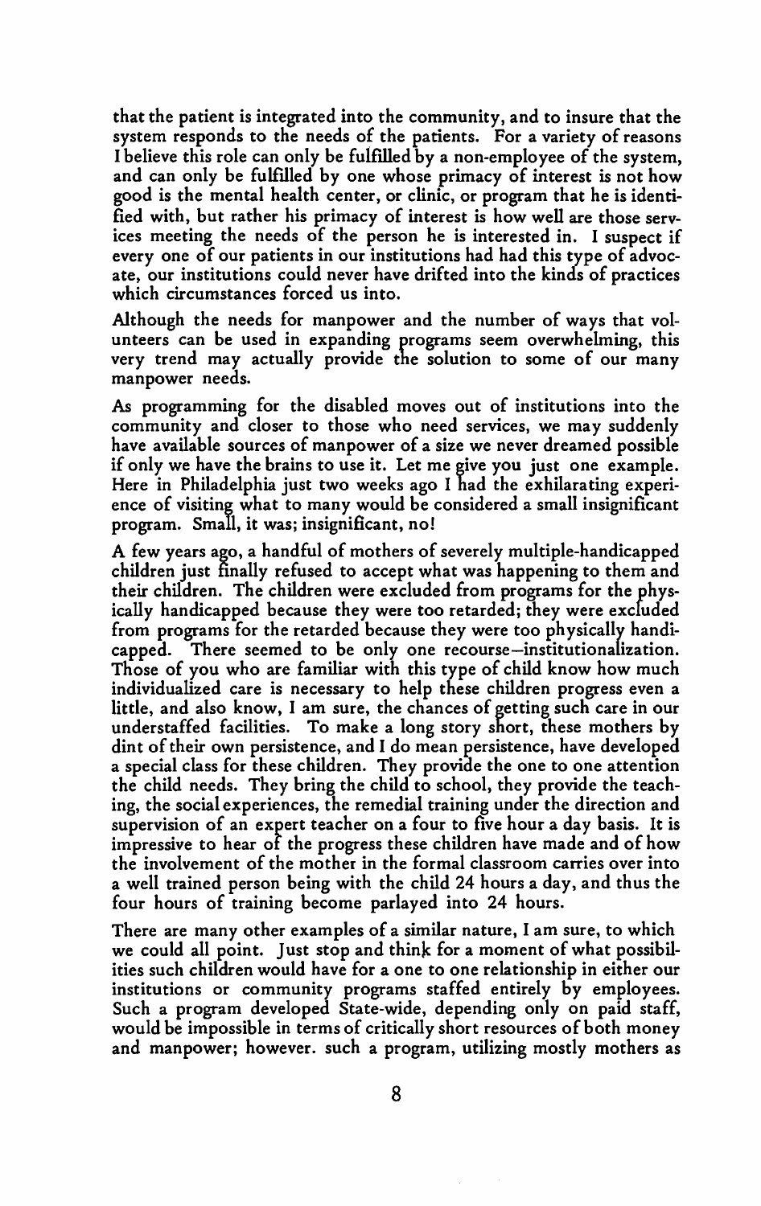that the patient is integrated into the community, and to insure that the system responds to the needs of the patients. For a variety of reasons I believe this role can only be fulfilled by a non-employee of the system, and can only be fulfilled by one whose primacy of interest is not how good is the mental health center, or clinic, or program that he is identified with, but rather his primacy of interest is how well are those services meeting the needs of the person he is interested in. I suspect if every one of our patients in our institutions had had this type of advocate, our institutions could never have drifted into the kinds of practices which circumstances forced us into.

Although the needs for manpower and the number of ways that volunteers can be used in expanding programs seem overwhelming, this very trend may actually provide the solution to some of our many manpower needs.

As programming for the disabled moves out of institutions into the community and closer to those who need services, we may suddenly have available sources of manpower of a size we never dreamed possible if only we have the brains to use it. Let me give you just one example. Here in Philadelphia just two weeks ago I had the exhilarating experience of visiting what to many would be considered a small insignificant program. Small, it was; insignificant, no!

A few years ago, a handful of mothers of severely multiple-handicapped children just finally refused to accept what was happening to them and their children. The children were excluded from programs for the physically handicapped because they were too retarded; they were excluded from programs for the retarded because they were too physically handicapped. There seemed to be only one recourse—institutionalization. Those of you who are familiar with this type of child know how much individualized care is necessary to help these children progress even a little, and also know, I am sure, the chances of getting such care in our understaffed facilities. To make a long story short, these mothers by dint of their own persistence, and I do mean persistence, have developed a special class for these children. They provide the one to one attention the child needs. They bring the child to school, they provide the teaching, the social experiences, the remedial training under the direction and supervision of an expert teacher on a four to five hour a day basis. It is impressive to hear of the progress these children have made and of how the involvement of the mother in the formal classroom carries over into a well trained person being with the child 24 hours a day, and thus the four hours of training become parlayed into 24 hours.

There are many other examples of a similar nature, I am sure, to which we could all point. Just stop and think for a moment of what possibilities such children would have for a one to one relationship in either our institutions or community programs staffed entirely by employees. Such a program developed State-wide, depending only on paid staff, would be impossible in terms of critically short resources of both money and manpower; however. such a program, utilizing mostly mothers as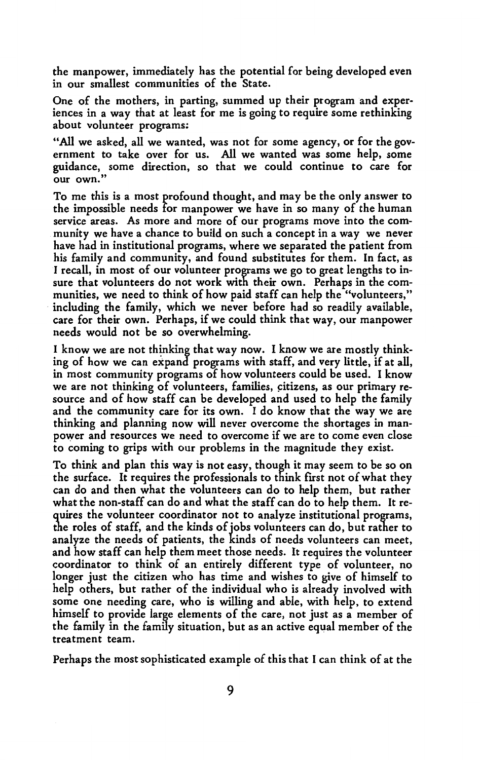the manpower, immediately has the potential for being developed even in our smallest communities of the State.

One of the mothers, in parting, summed up their program and experiences in a way that at least for me is going to require some rethinking about volunteer programs:

"All we asked, all we wanted, was not for some agency, or for the government to take over for us. All we wanted was some help, some guidance, some direction, so that we could continue to care for our own."

To me this is a most profound thought, and may be the only answer to the impossible needs for manpower we have in so many of the human service areas. As more and more of our programs move into the community we have a chance to build on such a concept in a way we never have had in institutional programs, where we separated the patient from his family and community, and found substitutes for them. In fact, as I recall, in most of our volunteer programs we go to great lengths to insure that volunteers do not work with their own. Perhaps in the communities, we need to think of how paid staff can help the "volunteers," including the family, which we never before had so readily available, care for their own. Perhaps, if we could think that way, our manpower needs would not be so overwhelming.

I know we are not thinking that way now. I know we are mostly thinking of how we can expand programs with staff, and very little, if at all, in most community programs of how volunteers could be used. I know we are not thinking of volunteers, families, citizens, as our primary resource and of how staff can be developed and used to help the family and the community care for its own. I do know that the way we are thinking and planning now will never overcome the shortages in manpower and resources we need to overcome if we are to come even close to coming to grips with our problems in the magnitude they exist.

To think and plan this way is not easy, though it may seem to be so on the surface. It requires the professionals to think first not of what they can do and then what the volunteers can do to help them, but rather what the non-staff can do and what the staff can do to help them. It requires the volunteer coordinator not to analyze institutional programs, the roles of staff, and the kinds of jobs volunteers can do, but rather to analyze the needs of patients, the kinds of needs volunteers can meet, and how staff can help them meet those needs. It requires the volunteer coordinator to think of an entirely different type of volunteer, no longer just the citizen who has time and wishes to give of himself to help others, but rather of the individual who is already involved with some one needing care, who is willing and able, with help, to extend himself to provide large elements of the care, not just as a member of the family in the family situation, but as an active equal member of the treatment team.

Perhaps the most sophisticated example of this that I can think of at the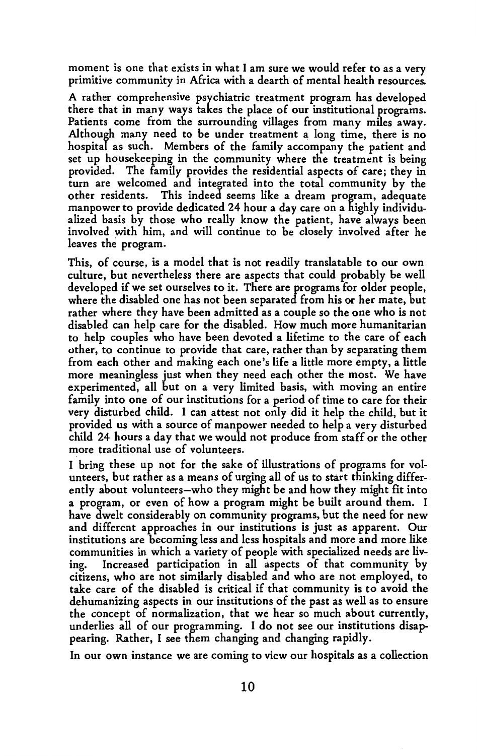moment is one that exists in what I am sure we would refer to as a very primitive community in Africa with a dearth of mental health resources.

A rather comprehensive psychiatric treatment program has developed there that in many ways takes the place of our institutional programs. Patients come from the surrounding villages from many miles away. Although many need to be under treatment a long time, there is no hospital as such. Members of the family accompany the patient and set up housekeeping in the community where the treatment is being provided. The family provides the residential aspects of care; they in turn are welcomed and integrated into the total community by the other residents. This indeed seems like a dream program, adequate manpower to provide dedicated 24 hour a day care on a highly individualized basis by those who really know the patient, have always been involved with him, and will continue to be closely involved after he leaves the program.

This, of course, is a model that is not readily translatable to our own culture, but nevertheless there are aspects that could probably be well developed if we set ourselves to it. There are programs for older people, where the disabled one has not been separated from his or her mate, but rather where they have been admitted as a couple so the one who is not disabled can help care for the disabled. How much more humanitarian to help couples who have been devoted a lifetime to the care of each other, to continue to provide that care, rather than by separating them from each other and making each one's life a little more empty, a little more meaningless just when they need each other the most. We have experimented, all but on a very limited basis, with moving an entire family into one of our institutions for a period of time to care for their very disturbed child. I can attest not only did it help the child, but it provided us with a source of manpower needed to help a very disturbed child 24 hours a day that we would not produce from staff or the other more traditional use of volunteers.

I bring these up not for the sake of illustrations of programs for volunteers, but rather as a means of urging all of us to start thinking differently about volunteers—who they might be and how they might fit into a program, or even of how a program might be built around them. I have dwelt considerably on community programs, but the need for new and different approaches in our institutions is just as apparent. Our institutions are becoming less and less hospitals and more and more like communities in which a variety of people with specialized needs are living. Increased participation in all aspects of that community by citizens, who are not similarly disabled and who are not employed, to take care of the disabled is critical if that community is to avoid the dehumanizing aspects in our institutions of the past as well as to ensure the concept of normalization, that we hear so much about currently, underlies all of our programming. I do not see our institutions disappearing. Rather, I see them changing and changing rapidly.

In our own instance we are coming to view our hospitals as a collection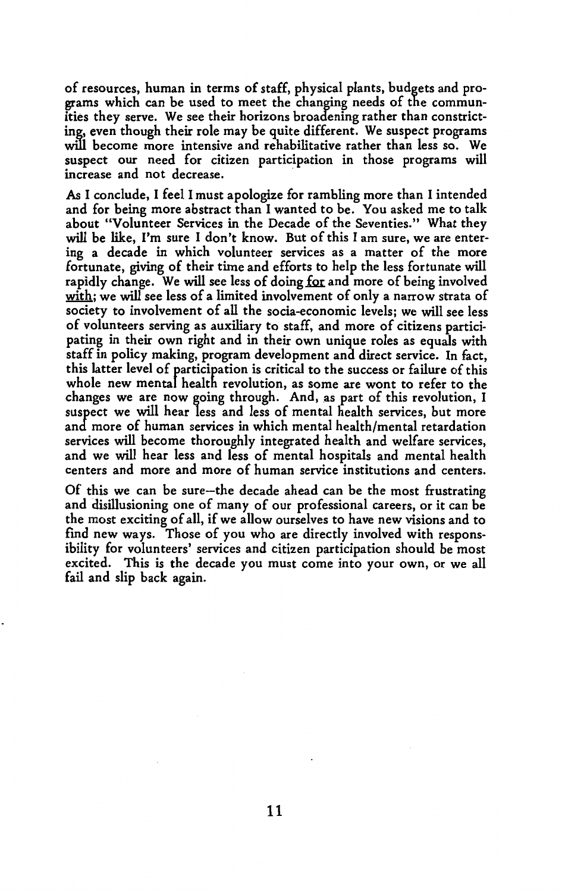of resources, human in terms of staff, physical plants, budgets and programs which can be used to meet the changing needs of the communities they serve. We see their horizons broadening rather than constricting, even though their role may be quite different. We suspect programs will become more intensive and rehabilitative rather than less so. We suspect our need for citizen participation in those programs will increase and not decrease.

As I conclude, I feel I must apologize for rambling more than I intended and for being more abstract than I wanted to be. You asked me to talk about "Volunteer Services in the Decade of the Seventies." What they will be like, I'm sure I don't know. But of this I am sure, we are entering a decade in which volunteer services as a matter of the more fortunate, giving of their time and efforts to help the less fortunate will rapidly change. We will see less of doing <u>for</u> and more of being involved <u>with</u>; we will see less of a limited involvement of only a narrow strata of society to involvement of all the socia-economic levels; we will see less of volunteers serving as auxiliary to staff, and more of citizens participating in their own right and in their own unique roles as equals with staff in policy making, program development and direct service. In fact, this latter level of participation is critical to the success or failure of this whole new mental health revolution, as some are wont to refer to the changes we are now going through. And, as part of this revolution, I suspect we will hear less and less of mental health services, but more and more of human services in which mental health/mental retardation services will become thoroughly integrated health and welfare services, and we will hear less and less of mental hospitals and mental health centers and more and more of human service institutions and centers.

Of this we can be sure—the decade ahead can be the most frustrating and disillusioning one of many of our professional careers, or it can be the most exciting of all, if we allow ourselves to have new visions and to find new ways. Those of you who are directly involved with responsibility for volunteers' services and citizen participation should be most excited. This is the decade you must come into your own, or we all fail and slip back again.